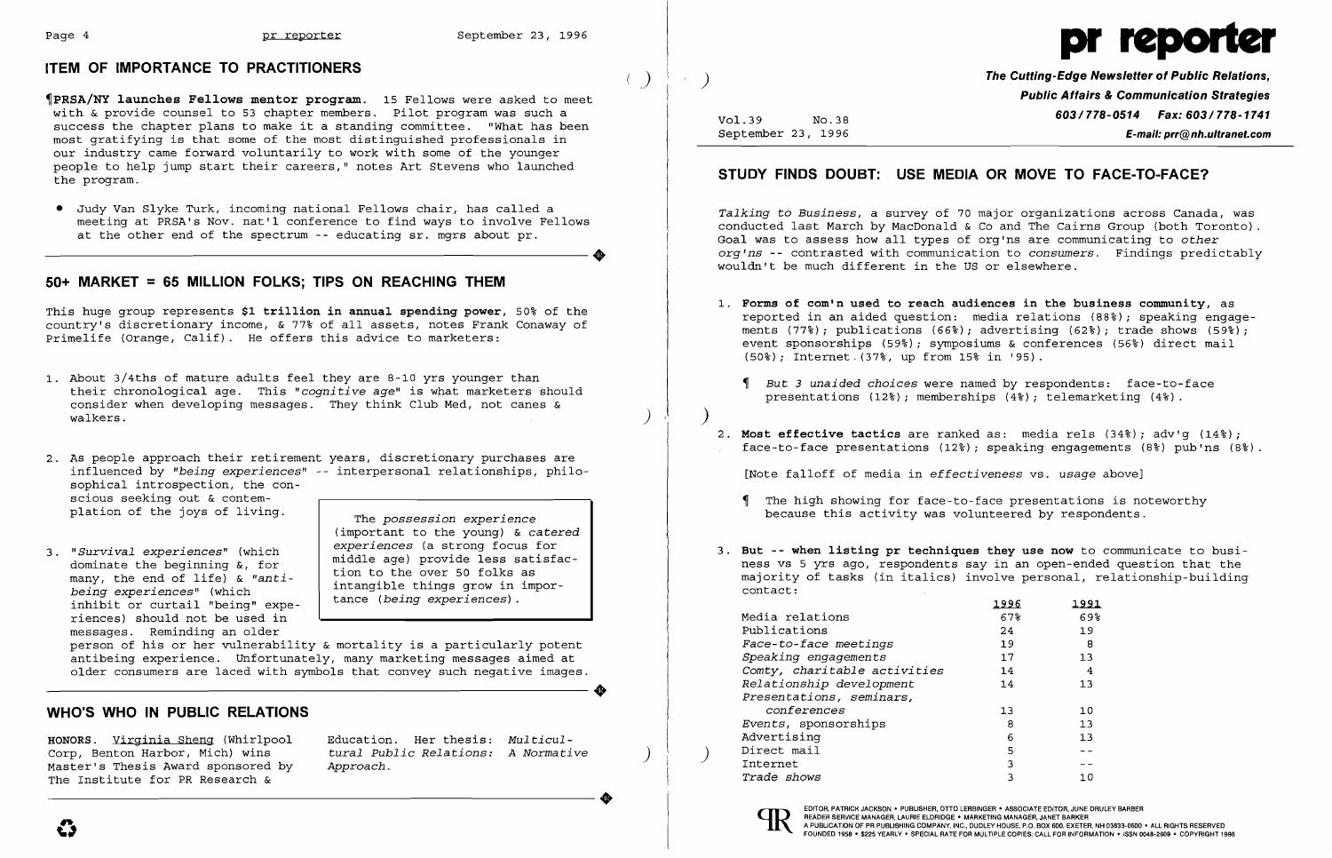## ITEM OF IMPORTANCE TO PRACTITIONERS

¶**PRSA/NY launches Fellows mentor program.** 15 Fellows were asked to meet with & provide counsel to 53 chapter members. Pilot program was such a success the chapter plans to make it a standing committee. "What has been most gratifying is that some of the most distinguished professionals in our industry came forward voluntarily to work with some of the younger people to help jump start their careers," notes Art Stevens who launched the program.

- Judy Van Slyke Turk, incoming national Fellows chair, has called a meeting at PRSA's Nov. nat'l conference to find ways to involve Fellows at the other end of the spectrum -- educating sr. mgrs about pr.

## 50+ MARKET = 65 MILLION FOLKS; TIPS ON REACHING THEM

This huge group represents **$1 trillion in annual spending power**, 50% of the country's discretionary income, & 77% of all assets, notes Frank Conaway of Primelife (Orange, Calif). He offers this advice to marketers:

1. About 3/4ths of mature adults feel they are 8-10 yrs younger than their chronological age. This "*cognitive age*" is what marketers should consider when developing messages. They think Club Med, not canes & walkers.

2. As people approach their retirement years, discretionary purchases are influenced by "*being experiences*" -- interpersonal relationships, philosophical introspection, the conscious seeking out & contemplation of the joys of living.

3. "*Survival experiences*" (which dominate the beginning &, for many, the end of life) & "*anti-being experiences*" (which inhibit or curtail "being" experiences) should not be used in messages. Reminding an older person of his or her vulnerability & mortality is a particularly potent antibeing experience. Unfortunately, many marketing messages aimed at older consumers are laced with symbols that convey such negative images.

> The *possession experience* (important to the young) & *catered experiences* (a strong focus for middle age) provide less satisfaction to the over 50 folks as intangible things grow in importance (*being experiences*).

## WHO'S WHO IN PUBLIC RELATIONS

HONORS. Virginia Sheng (Whirlpool Corp, Benton Harbor, Mich) wins Master's Thesis Award sponsored by The Institute for PR Research & Education. Her thesis: *Multicultural Public Relations: A Normative Approach.*

# pr reporter

**The Cutting-Edge Newsletter of Public Relations, Public Affairs & Communication Strategies**
**603/778-0514 Fax: 603/778-1741**
**E-mail: prr@nh.ultranet.com**

Vol.39 No.38
September 23, 1996

## STUDY FINDS DOUBT: USE MEDIA OR MOVE TO FACE-TO-FACE?

*Talking to Business*, a survey of 70 major organizations across Canada, was conducted last March by MacDonald & Co and The Cairns Group (both Toronto). Goal was to assess how all types of org'ns are communicating to *other org'ns* -- contrasted with communication to *consumers*. Findings predictably wouldn't be much different in the US or elsewhere.

1. **Forms of com'n used to reach audiences in the business community**, as reported in an aided question: media relations (88%); speaking engagements (77%); publications (66%); advertising (62%); trade shows (59%); event sponsorships (59%); symposiums & conferences (56%) direct mail (50%); Internet (37%, up from 15% in '95).

   ¶ *But 3 unaided choices* were named by respondents: face-to-face presentations (12%); memberships (4%); telemarketing (4%).

2. **Most effective tactics** are ranked as: media rels (34%); adv'g (14%); face-to-face presentations (12%); speaking engagements (8%) pub'ns (8%).

   [Note falloff of media in *effectiveness* vs. *usage* above]

   ¶ The high showing for face-to-face presentations is noteworthy because this activity was volunteered by respondents.

3. **But -- when listing pr techniques they use now** to communicate to business vs 5 yrs ago, respondents say in an open-ended question that the majority of tasks (in italics) involve personal, relationship-building contact:

| | 1996 | 1991 |
|---|---|---|
| Media relations | 67% | 69% |
| Publications | 24 | 19 |
| *Face-to-face meetings* | 19 | 8 |
| *Speaking engagements* | 17 | 13 |
| *Comty, charitable activities* | 14 | 4 |
| *Relationship development* | 14 | 13 |
| *Presentations, seminars, conferences* | 13 | 10 |
| *Events, sponsorships* | 8 | 13 |
| Advertising | 6 | 13 |
| Direct mail | 5 | -- |
| Internet | 3 | -- |
| *Trade shows* | 3 | 10 |

EDITOR, PATRICK JACKSON • PUBLISHER, OTTO LERBINGER • ASSOCIATE EDITOR, JUNE DRULEY BARBER
READER SERVICE MANAGER, LAURIE ELDRIDGE • MARKETING MANAGER, JANET BARKER
A PUBLICATION OF PR PUBLISHING COMPANY, INC., DUDLEY HOUSE, P.O. BOX 600, EXETER, NH 03833-0600 • ALL RIGHTS RESERVED
FOUNDED 1958 • $225 YEARLY • SPECIAL RATE FOR MULTIPLE COPIES: CALL FOR INFORMATION • ISSN 0048-2609 • COPYRIGHT 1996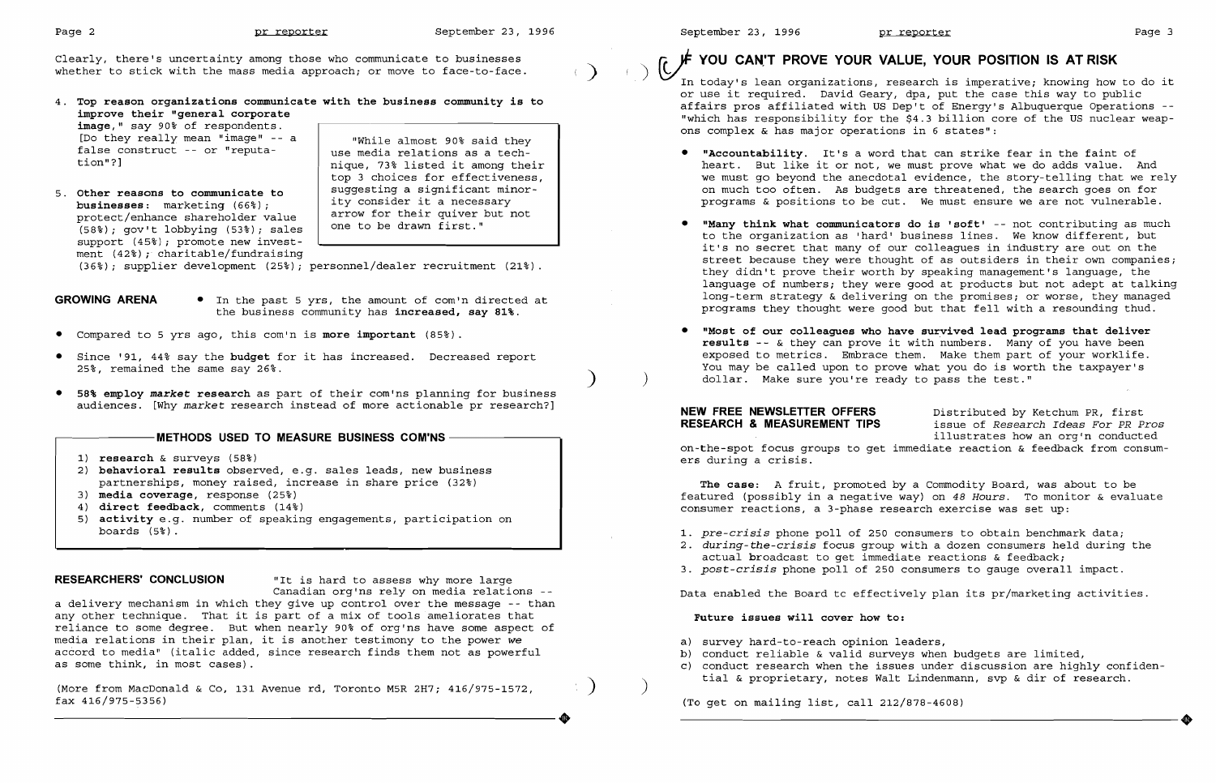Clearly, there's uncertainty among those who communicate to businesses whether to stick with the mass media approach; or move to face-to-face.

4. **Top reason organizations communicate with the business community is to improve their "general corporate image,"** say 90% of respondents. [Do they really mean "image" -- a false construct -- or "reputation"?]

5. **Other reasons to communicate to businesses:** marketing (66%); protect/enhance shareholder value (58%); gov't lobbying (53%); sales support (45%); promote new investment (42%); charitable/fundraising (36%); supplier development (25%); personnel/dealer recruitment (21%).

> "While almost 90% said they use media relations as a technique, 73% listed it among their top 3 choices for effectiveness, suggesting a significant minority consider it a necessary arrow for their quiver but not one to be drawn first."

**GROWING ARENA**

- In the past 5 yrs, the amount of com'n directed at the business community has **increased, say 81%**.
- Compared to 5 yrs ago, this com'n is **more important** (85%).
- Since '91, 44% say the **budget** for it has increased. Decreased report 25%, remained the same say 26%.
- **58% employ *market* research** as part of their com'ns planning for business audiences. [Why *market* research instead of more actionable pr research?]

**METHODS USED TO MEASURE BUSINESS COM'NS**

1) **research** & surveys (58%)
2) **behavioral results** observed, e.g. sales leads, new business partnerships, money raised, increase in share price (32%)
3) **media coverage**, response (25%)
4) **direct feedback**, comments (14%)
5) **activity** e.g. number of speaking engagements, participation on boards (5%).

**RESEARCHERS' CONCLUSION** "It is hard to assess why more large Canadian org'ns rely on media relations -- a delivery mechanism in which they give up control over the message -- than any other technique. That it is part of a mix of tools ameliorates that reliance to some degree. But when nearly 90% of org'ns have some aspect of media relations in their plan, it is another testimony to the power *we* accord to media" (italic added, since research finds them not as powerful as some think, in most cases).

(More from MacDonald & Co, 131 Avenue rd, Toronto M5R 2H7; 416/975-1572, fax 416/975-5356)

## IF YOU CAN'T PROVE YOUR VALUE, YOUR POSITION IS AT RISK

In today's lean organizations, research is imperative; knowing how to do it or use it required. David Geary, dpa, put the case this way to public affairs pros affiliated with US Dep't of Energy's Albuquerque Operations -- "which has responsibility for the $4.3 billion core of the US nuclear weapons complex & has major operations in 6 states":

- **"Accountability.** It's a word that can strike fear in the faint of heart. But like it or not, we must prove what we do adds value. And we must go beyond the anecdotal evidence, the story-telling that we rely on much too often. As budgets are threatened, the search goes on for programs & positions to be cut. We must ensure we are not vulnerable.
- **"Many think what communicators do is 'soft'** -- not contributing as much to the organization as 'hard' business lines. We know different, but it's no secret that many of our colleagues in industry are out on the street because they were thought of as outsiders in their own companies; they didn't prove their worth by speaking management's language, the language of numbers; they were good at products but not adept at talking long-term strategy & delivering on the promises; or worse, they managed programs they thought were good but that fell with a resounding thud.
- **"Most of our colleagues who have survived lead programs that deliver results** -- & they can prove it with numbers. Many of you have been exposed to metrics. Embrace them. Make them part of your worklife. You may be called upon to prove what you do is worth the taxpayer's dollar. Make sure you're ready to pass the test."

**NEW FREE NEWSLETTER OFFERS RESEARCH & MEASUREMENT TIPS**

Distributed by Ketchum PR, first issue of *Research Ideas For PR Pros* illustrates how an org'n conducted on-the-spot focus groups to get immediate reaction & feedback from consumers during a crisis.

**The case:** A fruit, promoted by a Commodity Board, was about to be featured (possibly in a negative way) on *48 Hours*. To monitor & evaluate consumer reactions, a 3-phase research exercise was set up:

1. *pre-crisis* phone poll of 250 consumers to obtain benchmark data;
2. *during-the-crisis* focus group with a dozen consumers held during the actual broadcast to get immediate reactions & feedback;
3. *post-crisis* phone poll of 250 consumers to gauge overall impact.

Data enabled the Board to effectively plan its pr/marketing activities.

**Future issues will cover how to:**

a) survey hard-to-reach opinion leaders,
b) conduct reliable & valid surveys when budgets are limited,
c) conduct research when the issues under discussion are highly confidential & proprietary, notes Walt Lindenmann, svp & dir of research.

(To get on mailing list, call 212/878-4608)